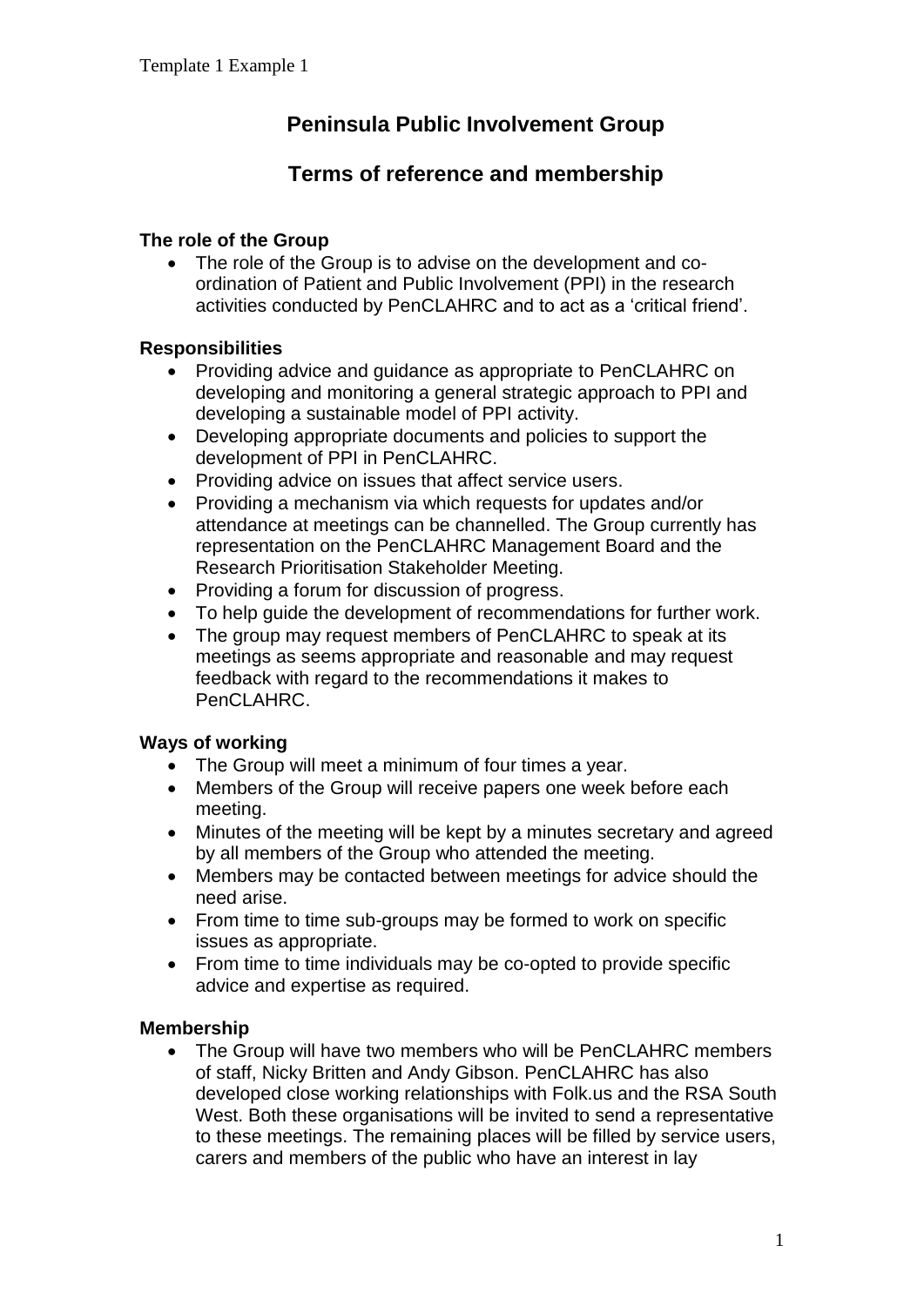Template 1 Example 1

# Peninsula Public Involvement Group

## Terms of reference and membership

### The role of the Group

- The role of the Group is to advise on the development and co-ordination of Patient and Public Involvement (PPI) in the research activities conducted by PenCLAHRC and to act as a 'critical friend'.

### Responsibilities

- Providing advice and guidance as appropriate to PenCLAHRC on developing and monitoring a general strategic approach to PPI and developing a sustainable model of PPI activity.
- Developing appropriate documents and policies to support the development of PPI in PenCLAHRC.
- Providing advice on issues that affect service users.
- Providing a mechanism via which requests for updates and/or attendance at meetings can be channelled. The Group currently has representation on the PenCLAHRC Management Board and the Research Prioritisation Stakeholder Meeting.
- Providing a forum for discussion of progress.
- To help guide the development of recommendations for further work.
- The group may request members of PenCLAHRC to speak at its meetings as seems appropriate and reasonable and may request feedback with regard to the recommendations it makes to PenCLAHRC.

### Ways of working

- The Group will meet a minimum of four times a year.
- Members of the Group will receive papers one week before each meeting.
- Minutes of the meeting will be kept by a minutes secretary and agreed by all members of the Group who attended the meeting.
- Members may be contacted between meetings for advice should the need arise.
- From time to time sub-groups may be formed to work on specific issues as appropriate.
- From time to time individuals may be co-opted to provide specific advice and expertise as required.

### Membership

- The Group will have two members who will be PenCLAHRC members of staff, Nicky Britten and Andy Gibson. PenCLAHRC has also developed close working relationships with Folk.us and the RSA South West. Both these organisations will be invited to send a representative to these meetings. The remaining places will be filled by service users, carers and members of the public who have an interest in lay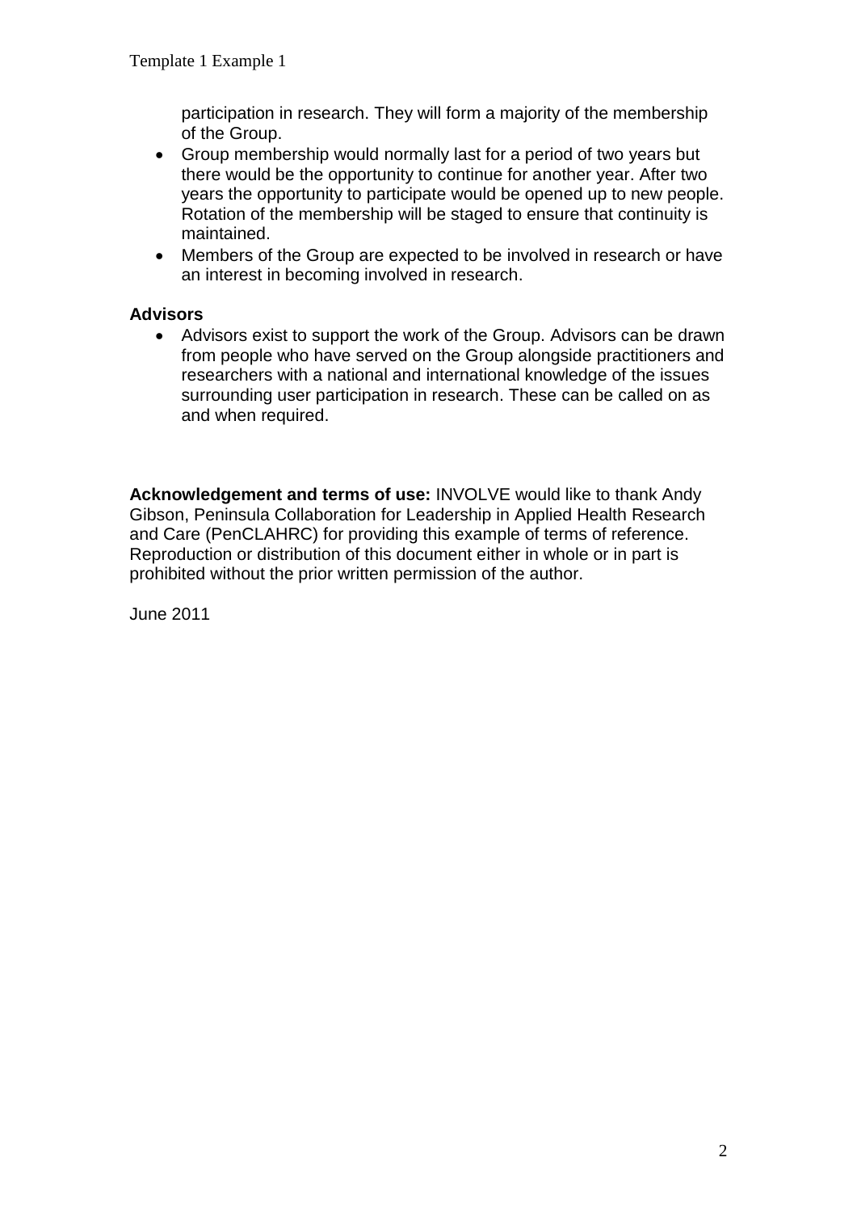participation in research. They will form a majority of the membership of the Group.

- Group membership would normally last for a period of two years but there would be the opportunity to continue for another year. After two years the opportunity to participate would be opened up to new people. Rotation of the membership will be staged to ensure that continuity is maintained.
- Members of the Group are expected to be involved in research or have an interest in becoming involved in research.

**Advisors**

- Advisors exist to support the work of the Group. Advisors can be drawn from people who have served on the Group alongside practitioners and researchers with a national and international knowledge of the issues surrounding user participation in research. These can be called on as and when required.

**Acknowledgement and terms of use:** INVOLVE would like to thank Andy Gibson, Peninsula Collaboration for Leadership in Applied Health Research and Care (PenCLAHRC) for providing this example of terms of reference. Reproduction or distribution of this document either in whole or in part is prohibited without the prior written permission of the author.

June 2011